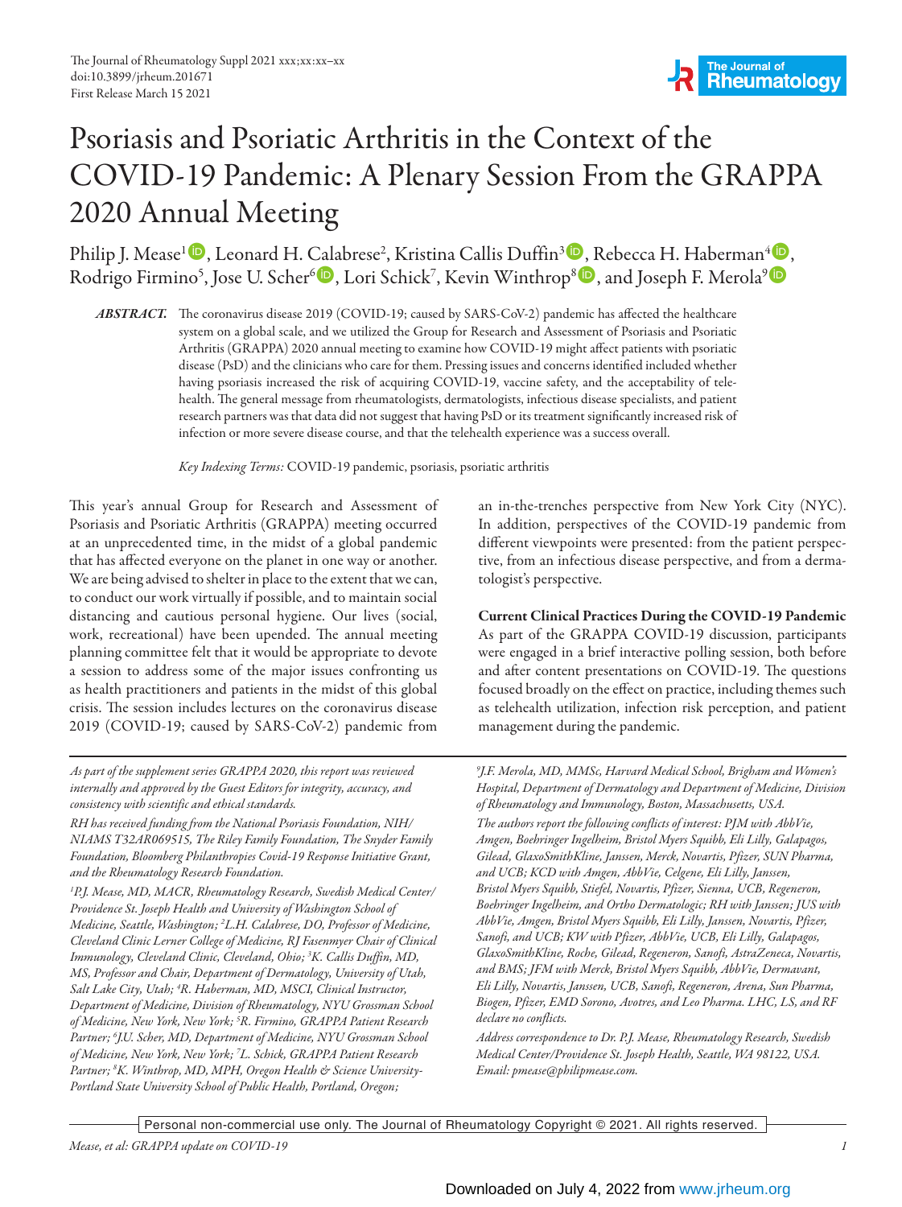# Psoriasis and Psoriatic Arthritis in the Context of the COVID-19 Pandemic: A Plenary Session From the GRAPPA 2020 Annual Meeting

Philip J. Mease[1], Leonard H. Calabrese[2], Kristina Callis Duffin[3], Rebecca H. Haberman[4], Rodrigo Firmino[5], Jose U. Scher[6], Lori Schick[7], Kevin Winthrop[8], and Joseph F. Merola[9]

***ABSTRACT.*** The coronavirus disease 2019 (COVID-19; caused by SARS-CoV-2) pandemic has affected the healthcare system on a global scale, and we utilized the Group for Research and Assessment of Psoriasis and Psoriatic Arthritis (GRAPPA) 2020 annual meeting to examine how COVID-19 might affect patients with psoriatic disease (PsD) and the clinicians who care for them. Pressing issues and concerns identified included whether having psoriasis increased the risk of acquiring COVID-19, vaccine safety, and the acceptability of telehealth. The general message from rheumatologists, dermatologists, infectious disease specialists, and patient research partners was that data did not suggest that having PsD or its treatment significantly increased risk of infection or more severe disease course, and that the telehealth experience was a success overall.

*Key Indexing Terms:* COVID-19 pandemic, psoriasis, psoriatic arthritis

This year's annual Group for Research and Assessment of Psoriasis and Psoriatic Arthritis (GRAPPA) meeting occurred at an unprecedented time, in the midst of a global pandemic that has affected everyone on the planet in one way or another. We are being advised to shelter in place to the extent that we can, to conduct our work virtually if possible, and to maintain social distancing and cautious personal hygiene. Our lives (social, work, recreational) have been upended. The annual meeting planning committee felt that it would be appropriate to devote a session to address some of the major issues confronting us as health practitioners and patients in the midst of this global crisis. The session includes lectures on the coronavirus disease 2019 (COVID-19; caused by SARS-CoV-2) pandemic from an in-the-trenches perspective from New York City (NYC). In addition, perspectives of the COVID-19 pandemic from different viewpoints were presented: from the patient perspective, from an infectious disease perspective, and from a dermatologist's perspective.

**Current Clinical Practices During the COVID-19 Pandemic**

As part of the GRAPPA COVID-19 discussion, participants were engaged in a brief interactive polling session, both before and after content presentations on COVID-19. The questions focused broadly on the effect on practice, including themes such as telehealth utilization, infection risk perception, and patient management during the pandemic.

---

*As part of the supplement series GRAPPA 2020, this report was reviewed internally and approved by the Guest Editors for integrity, accuracy, and consistency with scientific and ethical standards.*

*RH has received funding from the National Psoriasis Foundation, NIH/NIAMS T32AR069515, The Riley Family Foundation, The Snyder Family Foundation, Bloomberg Philanthropies Covid-19 Response Initiative Grant, and the Rheumatology Research Foundation.*

*[1]P.J. Mease, MD, MACR, Rheumatology Research, Swedish Medical Center/Providence St. Joseph Health and University of Washington School of Medicine, Seattle, Washington; [2]L.H. Calabrese, DO, Professor of Medicine, Cleveland Clinic Lerner College of Medicine, RJ Fasenmyer Chair of Clinical Immunology, Cleveland Clinic, Cleveland, Ohio; [3]K. Callis Duffin, MD, MS, Professor and Chair, Department of Dermatology, University of Utah, Salt Lake City, Utah; [4]R. Haberman, MD, MSCI, Clinical Instructor, Department of Medicine, Division of Rheumatology, NYU Grossman School of Medicine, New York, New York; [5]R. Firmino, GRAPPA Patient Research Partner; [6]J.U. Scher, MD, Department of Medicine, NYU Grossman School of Medicine, New York, New York; [7]L. Schick, GRAPPA Patient Research Partner; [8]K. Winthrop, MD, MPH, Oregon Health & Science University-Portland State University School of Public Health, Portland, Oregon; [9]J.F. Merola, MD, MMSc, Harvard Medical School, Brigham and Women's Hospital, Department of Dermatology and Department of Medicine, Division of Rheumatology and Immunology, Boston, Massachusetts, USA.*

*The authors report the following conflicts of interest: PJM with AbbVie, Amgen, Boehringer Ingelheim, Bristol Myers Squibb, Eli Lilly, Galapagos, Gilead, GlaxoSmithKline, Janssen, Merck, Novartis, Pfizer, SUN Pharma, and UCB; KCD with Amgen, AbbVie, Celgene, Eli Lilly, Janssen, Bristol Myers Squibb, Stiefel, Novartis, Pfizer, Sienna, UCB, Regeneron, Boehringer Ingelheim, and Ortho Dermatologic; RH with Janssen; JUS with AbbVie, Amgen, Bristol Myers Squibb, Eli Lilly, Janssen, Novartis, Pfizer, Sanofi, and UCB; KW with Pfizer, AbbVie, UCB, Eli Lilly, Galapagos, GlaxoSmithKline, Roche, Gilead, Regeneron, Sanofi, AstraZeneca, Novartis, and BMS; JFM with Merck, Bristol Myers Squibb, AbbVie, Dermavant, Eli Lilly, Novartis, Janssen, UCB, Sanofi, Regeneron, Arena, Sun Pharma, Biogen, Pfizer, EMD Sorono, Avotres, and Leo Pharma. LHC, LS, and RF declare no conflicts.*

*Address correspondence to Dr. P.J. Mease, Rheumatology Research, Swedish Medical Center/Providence St. Joseph Health, Seattle, WA 98122, USA. Email: pmease@philipmease.com.*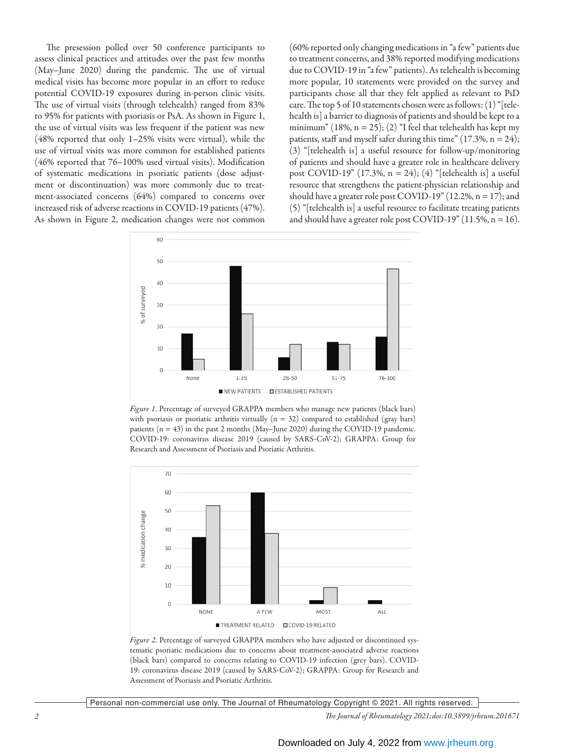The presession polled over 50 conference participants to assess clinical practices and attitudes over the past few months (May–June 2020) during the pandemic. The use of virtual medical visits has become more popular in an effort to reduce potential COVID-19 exposures during in-person clinic visits. The use of virtual visits (through telehealth) ranged from 83% to 95% for patients with psoriasis or PsA. As shown in Figure 1, the use of virtual visits was less frequent if the patient was new (48% reported that only 1–25% visits were virtual), while the use of virtual visits was more common for established patients (46% reported that 76–100% used virtual visits). Modification of systematic medications in psoriatic patients (dose adjustment or discontinuation) was more commonly due to treatment-associated concerns (64%) compared to concerns over increased risk of adverse reactions in COVID-19 patients (47%). As shown in Figure 2, medication changes were not common (60% reported only changing medications in "a few" patients due to treatment concerns, and 38% reported modifying medications due to COVID-19 in "a few" patients). As telehealth is becoming more popular, 10 statements were provided on the survey and participants chose all that they felt applied as relevant to PsD care. The top 5 of 10 statements chosen were as follows: (1) "[telehealth is] a barrier to diagnosis of patients and should be kept to a minimum" (18%, n = 25); (2) "I feel that telehealth has kept my patients, staff and myself safer during this time" (17.3%, n = 24); (3) "[telehealth is] a useful resource for follow-up/monitoring of patients and should have a greater role in healthcare delivery post COVID-19" (17.3%, n = 24); (4) "[telehealth is] a useful resource that strengthens the patient-physician relationship and should have a greater role post COVID-19" (12.2%, n = 17); and (5) "[telehealth is] a useful resource to facilitate treating patients and should have a greater role post COVID-19" (11.5%, n = 16).

*Figure 1.* Percentage of surveyed GRAPPA members who manage new patients (black bars) with psoriasis or psoriatic arthritis virtually (n = 32) compared to established (gray bars) patients (n = 43) in the past 2 months (May–June 2020) during the COVID-19 pandemic. COVID-19: coronavirus disease 2019 (caused by SARS-CoV-2); GRAPPA: Group for Research and Assessment of Psoriasis and Psoriatic Arthritis.

*Figure 2.* Percentage of surveyed GRAPPA members who have adjusted or discontinued systematic psoriatic medications due to concerns about treatment-associated adverse reactions (black bars) compared to concerns relating to COVID-19 infection (grey bars). COVID-19: coronavirus disease 2019 (caused by SARS-CoV-2); GRAPPA: Group for Research and Assessment of Psoriasis and Psoriatic Arthritis.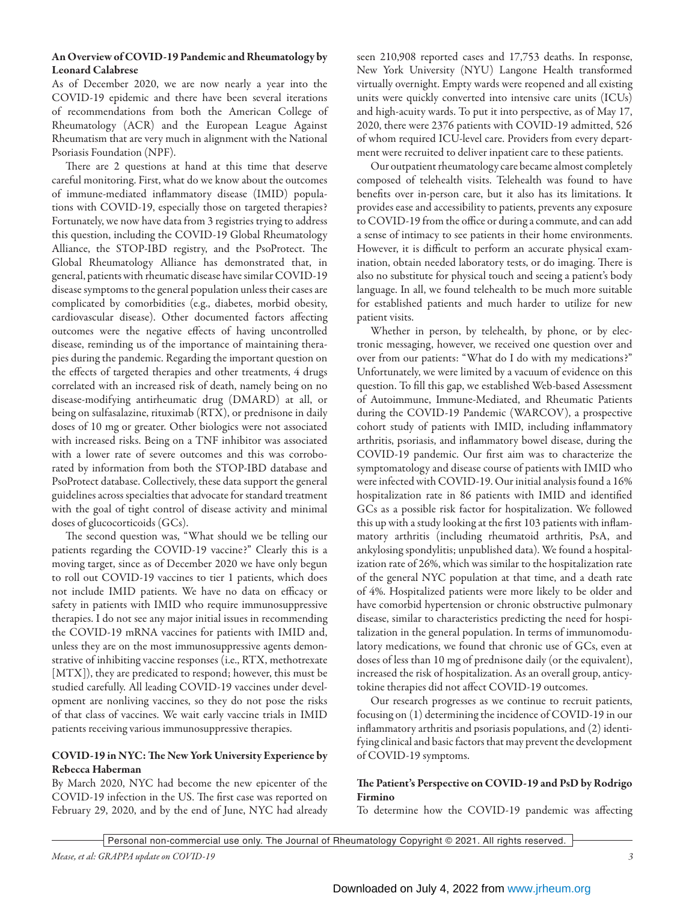**An Overview of COVID-19 Pandemic and Rheumatology by Leonard Calabrese**

As of December 2020, we are now nearly a year into the COVID-19 epidemic and there have been several iterations of recommendations from both the American College of Rheumatology (ACR) and the European League Against Rheumatism that are very much in alignment with the National Psoriasis Foundation (NPF).

There are 2 questions at hand at this time that deserve careful monitoring. First, what do we know about the outcomes of immune-mediated inflammatory disease (IMID) populations with COVID-19, especially those on targeted therapies? Fortunately, we now have data from 3 registries trying to address this question, including the COVID-19 Global Rheumatology Alliance, the STOP-IBD registry, and the PsoProtect. The Global Rheumatology Alliance has demonstrated that, in general, patients with rheumatic disease have similar COVID-19 disease symptoms to the general population unless their cases are complicated by comorbidities (e.g., diabetes, morbid obesity, cardiovascular disease). Other documented factors affecting outcomes were the negative effects of having uncontrolled disease, reminding us of the importance of maintaining therapies during the pandemic. Regarding the important question on the effects of targeted therapies and other treatments, 4 drugs correlated with an increased risk of death, namely being on no disease-modifying antirheumatic drug (DMARD) at all, or being on sulfasalazine, rituximab (RTX), or prednisone in daily doses of 10 mg or greater. Other biologics were not associated with increased risks. Being on a TNF inhibitor was associated with a lower rate of severe outcomes and this was corroborated by information from both the STOP-IBD database and PsoProtect database. Collectively, these data support the general guidelines across specialties that advocate for standard treatment with the goal of tight control of disease activity and minimal doses of glucocorticoids (GCs).

The second question was, "What should we be telling our patients regarding the COVID-19 vaccine?" Clearly this is a moving target, since as of December 2020 we have only begun to roll out COVID-19 vaccines to tier 1 patients, which does not include IMID patients. We have no data on efficacy or safety in patients with IMID who require immunosuppressive therapies. I do not see any major initial issues in recommending the COVID-19 mRNA vaccines for patients with IMID and, unless they are on the most immunosuppressive agents demonstrative of inhibiting vaccine responses (i.e., RTX, methotrexate [MTX]), they are predicated to respond; however, this must be studied carefully. All leading COVID-19 vaccines under development are nonliving vaccines, so they do not pose the risks of that class of vaccines. We wait early vaccine trials in IMID patients receiving various immunosuppressive therapies.

**COVID-19 in NYC: The New York University Experience by Rebecca Haberman**

By March 2020, NYC had become the new epicenter of the COVID-19 infection in the US. The first case was reported on February 29, 2020, and by the end of June, NYC had already seen 210,908 reported cases and 17,753 deaths. In response, New York University (NYU) Langone Health transformed virtually overnight. Empty wards were reopened and all existing units were quickly converted into intensive care units (ICUs) and high-acuity wards. To put it into perspective, as of May 17, 2020, there were 2376 patients with COVID-19 admitted, 526 of whom required ICU-level care. Providers from every department were recruited to deliver inpatient care to these patients.

Our outpatient rheumatology care became almost completely composed of telehealth visits. Telehealth was found to have benefits over in-person care, but it also has its limitations. It provides ease and accessibility to patients, prevents any exposure to COVID-19 from the office or during a commute, and can add a sense of intimacy to see patients in their home environments. However, it is difficult to perform an accurate physical examination, obtain needed laboratory tests, or do imaging. There is also no substitute for physical touch and seeing a patient's body language. In all, we found telehealth to be much more suitable for established patients and much harder to utilize for new patient visits.

Whether in person, by telehealth, by phone, or by electronic messaging, however, we received one question over and over from our patients: "What do I do with my medications?" Unfortunately, we were limited by a vacuum of evidence on this question. To fill this gap, we established Web-based Assessment of Autoimmune, Immune-Mediated, and Rheumatic Patients during the COVID-19 Pandemic (WARCOV), a prospective cohort study of patients with IMID, including inflammatory arthritis, psoriasis, and inflammatory bowel disease, during the COVID-19 pandemic. Our first aim was to characterize the symptomatology and disease course of patients with IMID who were infected with COVID-19. Our initial analysis found a 16% hospitalization rate in 86 patients with IMID and identified GCs as a possible risk factor for hospitalization. We followed this up with a study looking at the first 103 patients with inflammatory arthritis (including rheumatoid arthritis, PsA, and ankylosing spondylitis; unpublished data). We found a hospitalization rate of 26%, which was similar to the hospitalization rate of the general NYC population at that time, and a death rate of 4%. Hospitalized patients were more likely to be older and have comorbid hypertension or chronic obstructive pulmonary disease, similar to characteristics predicting the need for hospitalization in the general population. In terms of immunomodulatory medications, we found that chronic use of GCs, even at doses of less than 10 mg of prednisone daily (or the equivalent), increased the risk of hospitalization. As an overall group, anticytokine therapies did not affect COVID-19 outcomes.

Our research progresses as we continue to recruit patients, focusing on (1) determining the incidence of COVID-19 in our inflammatory arthritis and psoriasis populations, and (2) identifying clinical and basic factors that may prevent the development of COVID-19 symptoms.

**The Patient's Perspective on COVID-19 and PsD by Rodrigo Firmino**

To determine how the COVID-19 pandemic was affecting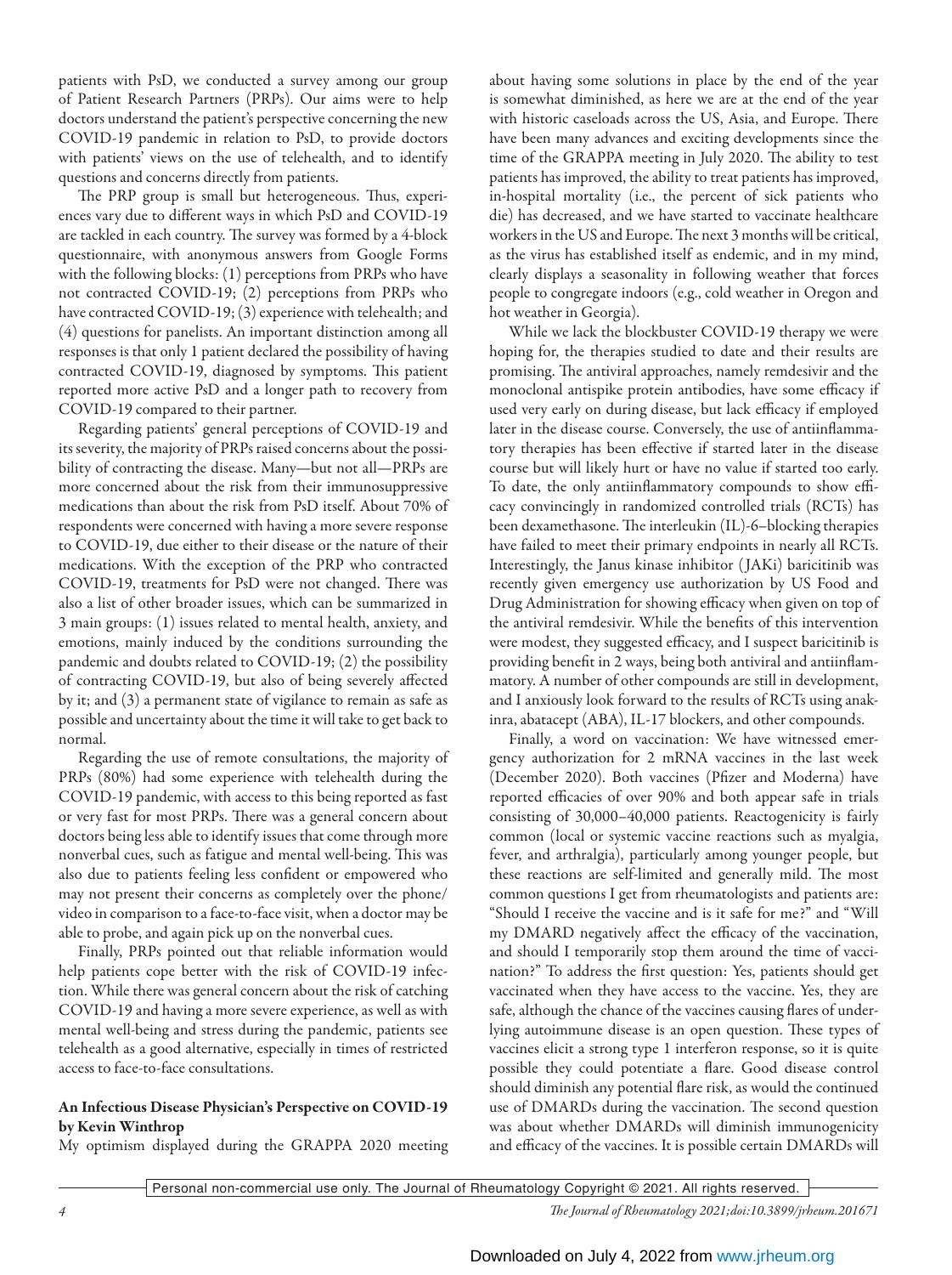patients with PsD, we conducted a survey among our group of Patient Research Partners (PRPs). Our aims were to help doctors understand the patient's perspective concerning the new COVID-19 pandemic in relation to PsD, to provide doctors with patients' views on the use of telehealth, and to identify questions and concerns directly from patients.

The PRP group is small but heterogeneous. Thus, experiences vary due to different ways in which PsD and COVID-19 are tackled in each country. The survey was formed by a 4-block questionnaire, with anonymous answers from Google Forms with the following blocks: (1) perceptions from PRPs who have not contracted COVID-19; (2) perceptions from PRPs who have contracted COVID-19; (3) experience with telehealth; and (4) questions for panelists. An important distinction among all responses is that only 1 patient declared the possibility of having contracted COVID-19, diagnosed by symptoms. This patient reported more active PsD and a longer path to recovery from COVID-19 compared to their partner.

Regarding patients' general perceptions of COVID-19 and its severity, the majority of PRPs raised concerns about the possibility of contracting the disease. Many—but not all—PRPs are more concerned about the risk from their immunosuppressive medications than about the risk from PsD itself. About 70% of respondents were concerned with having a more severe response to COVID-19, due either to their disease or the nature of their medications. With the exception of the PRP who contracted COVID-19, treatments for PsD were not changed. There was also a list of other broader issues, which can be summarized in 3 main groups: (1) issues related to mental health, anxiety, and emotions, mainly induced by the conditions surrounding the pandemic and doubts related to COVID-19; (2) the possibility of contracting COVID-19, but also of being severely affected by it; and (3) a permanent state of vigilance to remain as safe as possible and uncertainty about the time it will take to get back to normal.

Regarding the use of remote consultations, the majority of PRPs (80%) had some experience with telehealth during the COVID-19 pandemic, with access to this being reported as fast or very fast for most PRPs. There was a general concern about doctors being less able to identify issues that come through more nonverbal cues, such as fatigue and mental well-being. This was also due to patients feeling less confident or empowered who may not present their concerns as completely over the phone/video in comparison to a face-to-face visit, when a doctor may be able to probe, and again pick up on the nonverbal cues.

Finally, PRPs pointed out that reliable information would help patients cope better with the risk of COVID-19 infection. While there was general concern about the risk of catching COVID-19 and having a more severe experience, as well as with mental well-being and stress during the pandemic, patients see telehealth as a good alternative, especially in times of restricted access to face-to-face consultations.

### An Infectious Disease Physician's Perspective on COVID-19 by Kevin Winthrop

My optimism displayed during the GRAPPA 2020 meeting about having some solutions in place by the end of the year is somewhat diminished, as here we are at the end of the year with historic caseloads across the US, Asia, and Europe. There have been many advances and exciting developments since the time of the GRAPPA meeting in July 2020. The ability to test patients has improved, the ability to treat patients has improved, in-hospital mortality (i.e., the percent of sick patients who die) has decreased, and we have started to vaccinate healthcare workers in the US and Europe. The next 3 months will be critical, as the virus has established itself as endemic, and in my mind, clearly displays a seasonality in following weather that forces people to congregate indoors (e.g., cold weather in Oregon and hot weather in Georgia).

While we lack the blockbuster COVID-19 therapy we were hoping for, the therapies studied to date and their results are promising. The antiviral approaches, namely remdesivir and the monoclonal antispike protein antibodies, have some efficacy if used very early on during disease, but lack efficacy if employed later in the disease course. Conversely, the use of antiinflammatory therapies has been effective if started later in the disease course but will likely hurt or have no value if started too early. To date, the only antiinflammatory compounds to show efficacy convincingly in randomized controlled trials (RCTs) has been dexamethasone. The interleukin (IL)-6–blocking therapies have failed to meet their primary endpoints in nearly all RCTs. Interestingly, the Janus kinase inhibitor (JAKi) baricitinib was recently given emergency use authorization by US Food and Drug Administration for showing efficacy when given on top of the antiviral remdesivir. While the benefits of this intervention were modest, they suggested efficacy, and I suspect baricitinib is providing benefit in 2 ways, being both antiviral and antiinflammatory. A number of other compounds are still in development, and I anxiously look forward to the results of RCTs using anakinra, abatacept (ABA), IL-17 blockers, and other compounds.

Finally, a word on vaccination: We have witnessed emergency authorization for 2 mRNA vaccines in the last week (December 2020). Both vaccines (Pfizer and Moderna) have reported efficacies of over 90% and both appear safe in trials consisting of 30,000–40,000 patients. Reactogenicity is fairly common (local or systemic vaccine reactions such as myalgia, fever, and arthralgia), particularly among younger people, but these reactions are self-limited and generally mild. The most common questions I get from rheumatologists and patients are: "Should I receive the vaccine and is it safe for me?" and "Will my DMARD negatively affect the efficacy of the vaccination, and should I temporarily stop them around the time of vaccination?" To address the first question: Yes, patients should get vaccinated when they have access to the vaccine. Yes, they are safe, although the chance of the vaccines causing flares of underlying autoimmune disease is an open question. These types of vaccines elicit a strong type 1 interferon response, so it is quite possible they could potentiate a flare. Good disease control should diminish any potential flare risk, as would the continued use of DMARDs during the vaccination. The second question was about whether DMARDs will diminish immunogenicity and efficacy of the vaccines. It is possible certain DMARDs will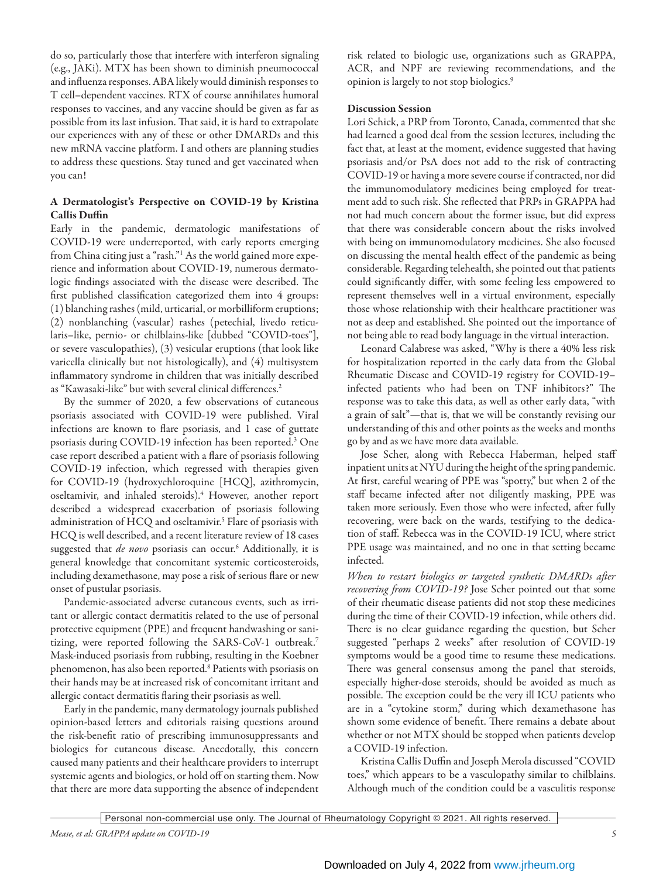do so, particularly those that interfere with interferon signaling (e.g., JAKi). MTX has been shown to diminish pneumococcal and influenza responses. ABA likely would diminish responses to T cell–dependent vaccines. RTX of course annihilates humoral responses to vaccines, and any vaccine should be given as far as possible from its last infusion. That said, it is hard to extrapolate our experiences with any of these or other DMARDs and this new mRNA vaccine platform. I and others are planning studies to address these questions. Stay tuned and get vaccinated when you can!

### A Dermatologist's Perspective on COVID-19 by Kristina Callis Duffin

Early in the pandemic, dermatologic manifestations of COVID-19 were underreported, with early reports emerging from China citing just a "rash."[1] As the world gained more experience and information about COVID-19, numerous dermatologic findings associated with the disease were described. The first published classification categorized them into 4 groups: (1) blanching rashes (mild, urticarial, or morbilliform eruptions; (2) nonblanching (vascular) rashes (petechial, livedo reticularis–like, pernio- or chilblains-like [dubbed "COVID-toes"], or severe vasculopathies), (3) vesicular eruptions (that look like varicella clinically but not histologically), and (4) multisystem inflammatory syndrome in children that was initially described as "Kawasaki-like" but with several clinical differences.[2]

By the summer of 2020, a few observations of cutaneous psoriasis associated with COVID-19 were published. Viral infections are known to flare psoriasis, and 1 case of guttate psoriasis during COVID-19 infection has been reported.[3] One case report described a patient with a flare of psoriasis following COVID-19 infection, which regressed with therapies given for COVID-19 (hydroxychloroquine [HCQ], azithromycin, oseltamivir, and inhaled steroids).[4] However, another report described a widespread exacerbation of psoriasis following administration of HCQ and oseltamivir.[5] Flare of psoriasis with HCQ is well described, and a recent literature review of 18 cases suggested that *de novo* psoriasis can occur.[6] Additionally, it is general knowledge that concomitant systemic corticosteroids, including dexamethasone, may pose a risk of serious flare or new onset of pustular psoriasis.

Pandemic-associated adverse cutaneous events, such as irritant or allergic contact dermatitis related to the use of personal protective equipment (PPE) and frequent handwashing or sanitizing, were reported following the SARS-CoV-1 outbreak.[7] Mask-induced psoriasis from rubbing, resulting in the Koebner phenomenon, has also been reported.[8] Patients with psoriasis on their hands may be at increased risk of concomitant irritant and allergic contact dermatitis flaring their psoriasis as well.

Early in the pandemic, many dermatology journals published opinion-based letters and editorials raising questions around the risk-benefit ratio of prescribing immunosuppressants and biologics for cutaneous disease. Anecdotally, this concern caused many patients and their healthcare providers to interrupt systemic agents and biologics, or hold off on starting them. Now that there are more data supporting the absence of independent risk related to biologic use, organizations such as GRAPPA, ACR, and NPF are reviewing recommendations, and the opinion is largely to not stop biologics.[9]

### Discussion Session

Lori Schick, a PRP from Toronto, Canada, commented that she had learned a good deal from the session lectures, including the fact that, at least at the moment, evidence suggested that having psoriasis and/or PsA does not add to the risk of contracting COVID-19 or having a more severe course if contracted, nor did the immunomodulatory medicines being employed for treatment add to such risk. She reflected that PRPs in GRAPPA had not had much concern about the former issue, but did express that there was considerable concern about the risks involved with being on immunomodulatory medicines. She also focused on discussing the mental health effect of the pandemic as being considerable. Regarding telehealth, she pointed out that patients could significantly differ, with some feeling less empowered to represent themselves well in a virtual environment, especially those whose relationship with their healthcare practitioner was not as deep and established. She pointed out the importance of not being able to read body language in the virtual interaction.

Leonard Calabrese was asked, "Why is there a 40% less risk for hospitalization reported in the early data from the Global Rheumatic Disease and COVID-19 registry for COVID-19–infected patients who had been on TNF inhibitors?" The response was to take this data, as well as other early data, "with a grain of salt"—that is, that we will be constantly revising our understanding of this and other points as the weeks and months go by and as we have more data available.

Jose Scher, along with Rebecca Haberman, helped staff inpatient units at NYU during the height of the spring pandemic. At first, careful wearing of PPE was "spotty," but when 2 of the staff became infected after not diligently masking, PPE was taken more seriously. Even those who were infected, after fully recovering, were back on the wards, testifying to the dedication of staff. Rebecca was in the COVID-19 ICU, where strict PPE usage was maintained, and no one in that setting became infected.

*When to restart biologics or targeted synthetic DMARDs after recovering from COVID-19?* Jose Scher pointed out that some of their rheumatic disease patients did not stop these medicines during the time of their COVID-19 infection, while others did. There is no clear guidance regarding the question, but Scher suggested "perhaps 2 weeks" after resolution of COVID-19 symptoms would be a good time to resume these medications. There was general consensus among the panel that steroids, especially higher-dose steroids, should be avoided as much as possible. The exception could be the very ill ICU patients who are in a "cytokine storm," during which dexamethasone has shown some evidence of benefit. There remains a debate about whether or not MTX should be stopped when patients develop a COVID-19 infection.

Kristina Callis Duffin and Joseph Merola discussed "COVID toes," which appears to be a vasculopathy similar to chilblains. Although much of the condition could be a vasculitis response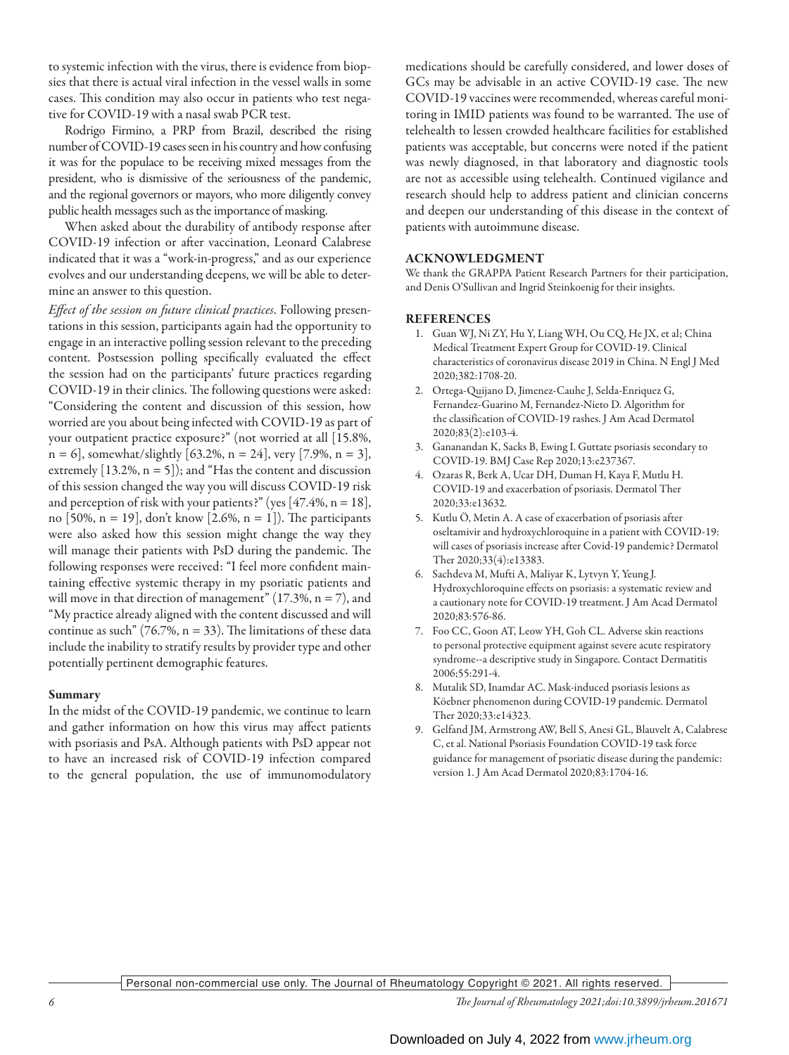to systemic infection with the virus, there is evidence from biopsies that there is actual viral infection in the vessel walls in some cases. This condition may also occur in patients who test negative for COVID-19 with a nasal swab PCR test.

Rodrigo Firmino, a PRP from Brazil, described the rising number of COVID-19 cases seen in his country and how confusing it was for the populace to be receiving mixed messages from the president, who is dismissive of the seriousness of the pandemic, and the regional governors or mayors, who more diligently convey public health messages such as the importance of masking.

When asked about the durability of antibody response after COVID-19 infection or after vaccination, Leonard Calabrese indicated that it was a "work-in-progress," and as our experience evolves and our understanding deepens, we will be able to determine an answer to this question.

*Effect of the session on future clinical practices*. Following presentations in this session, participants again had the opportunity to engage in an interactive polling session relevant to the preceding content. Postsession polling specifically evaluated the effect the session had on the participants' future practices regarding COVID-19 in their clinics. The following questions were asked: "Considering the content and discussion of this session, how worried are you about being infected with COVID-19 as part of your outpatient practice exposure?" (not worried at all [15.8%, n = 6], somewhat/slightly [63.2%, n = 24], very [7.9%, n = 3], extremely [13.2%, n = 5]); and "Has the content and discussion of this session changed the way you will discuss COVID-19 risk and perception of risk with your patients?" (yes [47.4%, n = 18], no [50%, n = 19], don't know [2.6%, n = 1]). The participants were also asked how this session might change the way they will manage their patients with PsD during the pandemic. The following responses were received: "I feel more confident maintaining effective systemic therapy in my psoriatic patients and will move in that direction of management" (17.3%, n = 7), and "My practice already aligned with the content discussed and will continue as such" (76.7%, n = 33). The limitations of these data include the inability to stratify results by provider type and other potentially pertinent demographic features.

### Summary

In the midst of the COVID-19 pandemic, we continue to learn and gather information on how this virus may affect patients with psoriasis and PsA. Although patients with PsD appear not to have an increased risk of COVID-19 infection compared to the general population, the use of immunomodulatory medications should be carefully considered, and lower doses of GCs may be advisable in an active COVID-19 case. The new COVID-19 vaccines were recommended, whereas careful monitoring in IMID patients was found to be warranted. The use of telehealth to lessen crowded healthcare facilities for established patients was acceptable, but concerns were noted if the patient was newly diagnosed, in that laboratory and diagnostic tools are not as accessible using telehealth. Continued vigilance and research should help to address patient and clinician concerns and deepen our understanding of this disease in the context of patients with autoimmune disease.

## ACKNOWLEDGMENT

We thank the GRAPPA Patient Research Partners for their participation, and Denis O'Sullivan and Ingrid Steinkoenig for their insights.

## REFERENCES

1. Guan WJ, Ni ZY, Hu Y, Liang WH, Ou CQ, He JX, et al; China Medical Treatment Expert Group for COVID-19. Clinical characteristics of coronavirus disease 2019 in China. N Engl J Med 2020;382:1708-20.
2. Ortega-Quijano D, Jimenez-Cauhe J, Selda-Enriquez G, Fernandez-Guarino M, Fernandez-Nieto D. Algorithm for the classification of COVID-19 rashes. J Am Acad Dermatol 2020;83(2):e103-4.
3. Gananandan K, Sacks B, Ewing I. Guttate psoriasis secondary to COVID-19. BMJ Case Rep 2020;13:e237367.
4. Ozaras R, Berk A, Ucar DH, Duman H, Kaya F, Mutlu H. COVID-19 and exacerbation of psoriasis. Dermatol Ther 2020;33:e13632.
5. Kutlu Ö, Metin A. A case of exacerbation of psoriasis after oseltamivir and hydroxychloroquine in a patient with COVID-19: will cases of psoriasis increase after Covid-19 pandemic? Dermatol Ther 2020;33(4):e13383.
6. Sachdeva M, Mufti A, Maliyar K, Lytvyn Y, Yeung J. Hydroxychloroquine effects on psoriasis: a systematic review and a cautionary note for COVID-19 treatment. J Am Acad Dermatol 2020;83:576-86.
7. Foo CC, Goon AT, Leow YH, Goh CL. Adverse skin reactions to personal protective equipment against severe acute respiratory syndrome--a descriptive study in Singapore. Contact Dermatitis 2006;55:291-4.
8. Mutalik SD, Inamdar AC. Mask-induced psoriasis lesions as Köebner phenomenon during COVID-19 pandemic. Dermatol Ther 2020;33:e14323.
9. Gelfand JM, Armstrong AW, Bell S, Anesi GL, Blauvelt A, Calabrese C, et al. National Psoriasis Foundation COVID-19 task force guidance for management of psoriatic disease during the pandemic: version 1. J Am Acad Dermatol 2020;83:1704-16.